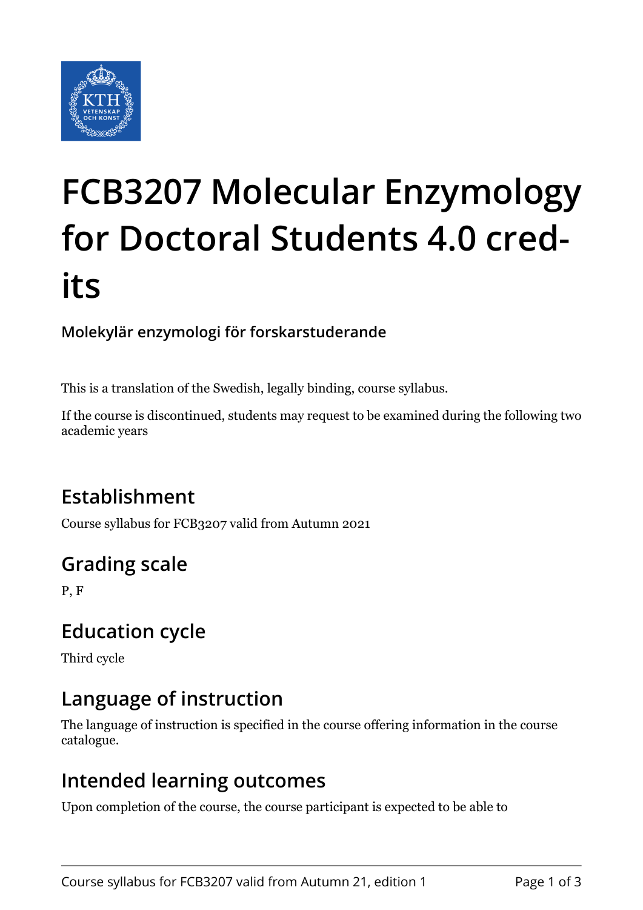# FCB3207 Molecular Enzymology for Doctoral Students 4.0 credits

**Molekylär enzymologi för forskarstuderande**

This is a translation of the Swedish, legally binding, course syllabus.

If the course is discontinued, students may request to be examined during the following two academic years

## Establishment

Course syllabus for FCB3207 valid from Autumn 2021

## Grading scale

P, F

## Education cycle

Third cycle

## Language of instruction

The language of instruction is specified in the course offering information in the course catalogue.

## Intended learning outcomes

Upon completion of the course, the course participant is expected to be able to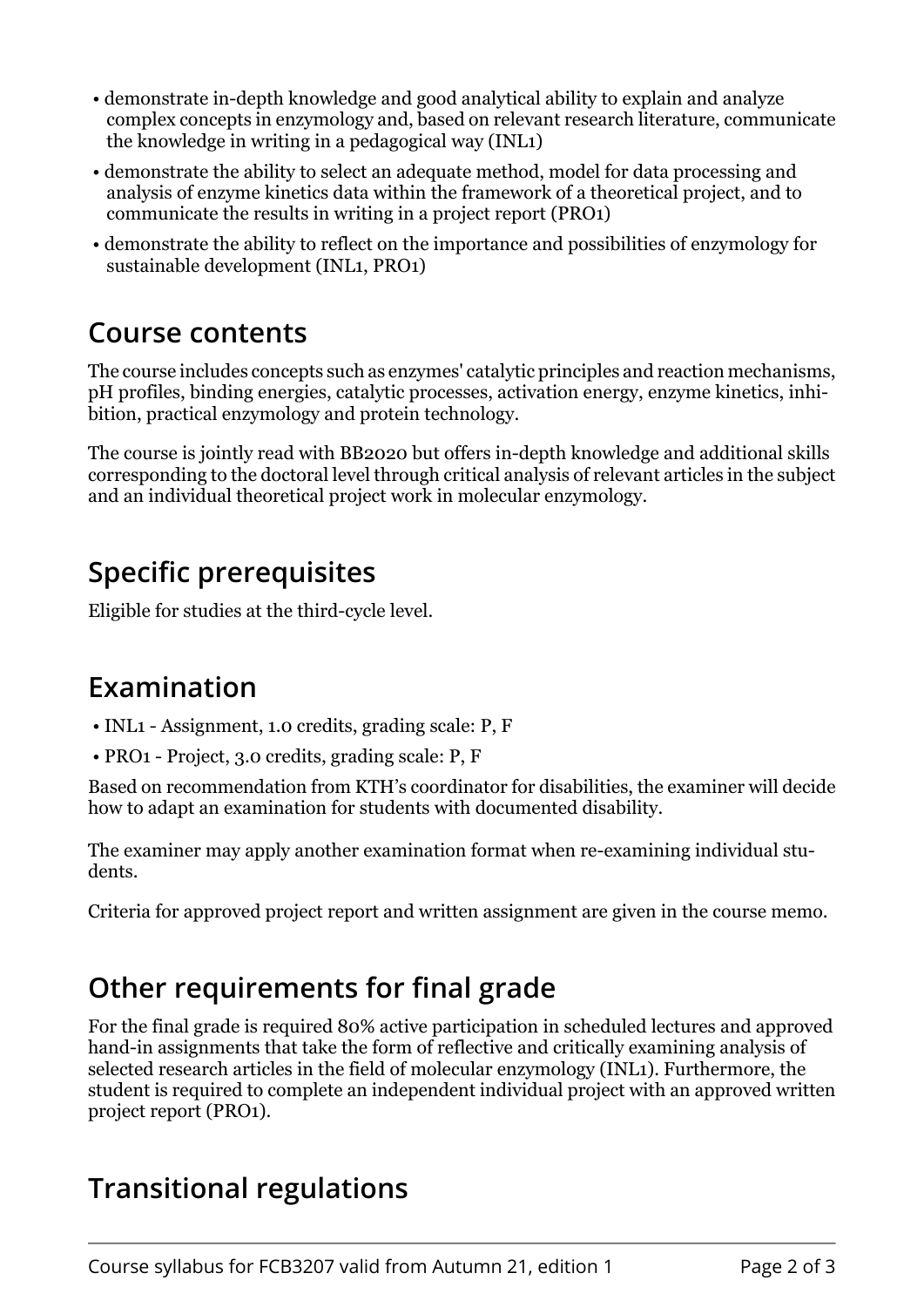- demonstrate in-depth knowledge and good analytical ability to explain and analyze complex concepts in enzymology and, based on relevant research literature, communicate the knowledge in writing in a pedagogical way (INL1)
- demonstrate the ability to select an adequate method, model for data processing and analysis of enzyme kinetics data within the framework of a theoretical project, and to communicate the results in writing in a project report (PRO1)
- demonstrate the ability to reflect on the importance and possibilities of enzymology for sustainable development (INL1, PRO1)

## Course contents

The course includes concepts such as enzymes' catalytic principles and reaction mechanisms, pH profiles, binding energies, catalytic processes, activation energy, enzyme kinetics, inhibition, practical enzymology and protein technology.

The course is jointly read with BB2020 but offers in-depth knowledge and additional skills corresponding to the doctoral level through critical analysis of relevant articles in the subject and an individual theoretical project work in molecular enzymology.

## Specific prerequisites

Eligible for studies at the third-cycle level.

## Examination

- INL1 - Assignment, 1.0 credits, grading scale: P, F
- PRO1 - Project, 3.0 credits, grading scale: P, F

Based on recommendation from KTH's coordinator for disabilities, the examiner will decide how to adapt an examination for students with documented disability.

The examiner may apply another examination format when re-examining individual students.

Criteria for approved project report and written assignment are given in the course memo.

## Other requirements for final grade

For the final grade is required 80% active participation in scheduled lectures and approved hand-in assignments that take the form of reflective and critically examining analysis of selected research articles in the field of molecular enzymology (INL1). Furthermore, the student is required to complete an independent individual project with an approved written project report (PRO1).

## Transitional regulations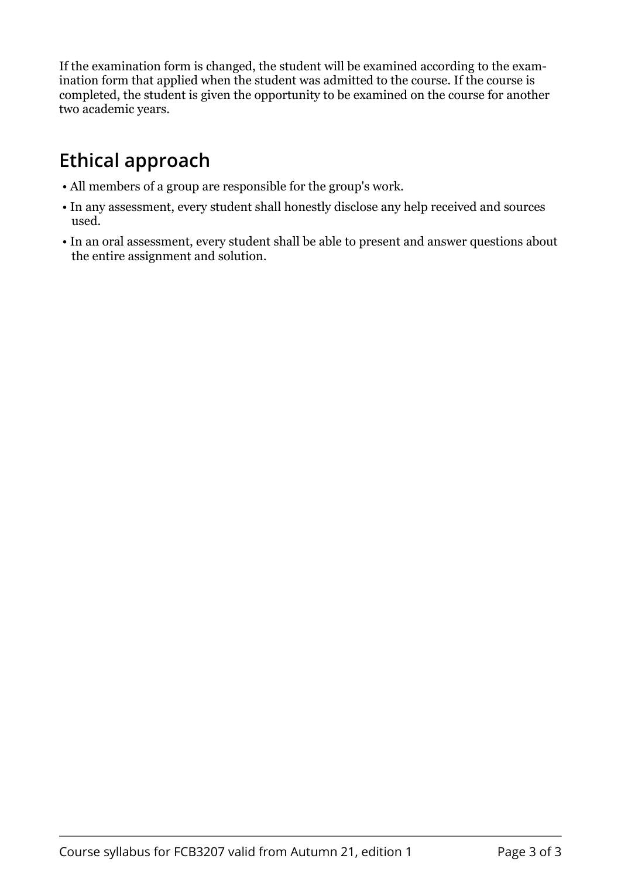If the examination form is changed, the student will be examined according to the examination form that applied when the student was admitted to the course. If the course is completed, the student is given the opportunity to be examined on the course for another two academic years.

## Ethical approach

- All members of a group are responsible for the group's work.
- In any assessment, every student shall honestly disclose any help received and sources used.
- In an oral assessment, every student shall be able to present and answer questions about the entire assignment and solution.